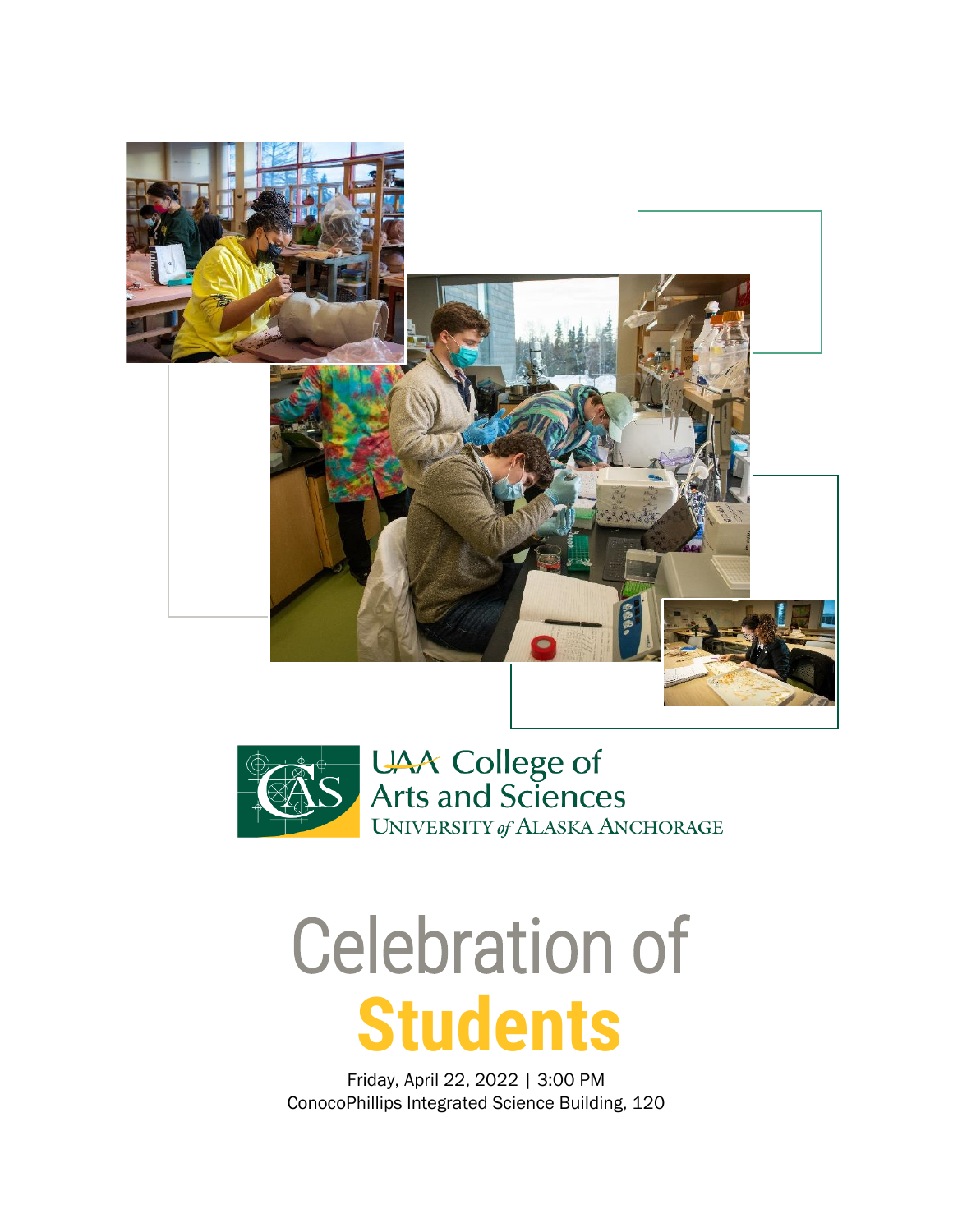UAA College of Arts and Sciences
UNIVERSITY of ALASKA ANCHORAGE

# Celebration of **Students**

Friday, April 22, 2022 | 3:00 PM
ConocoPhillips Integrated Science Building, 120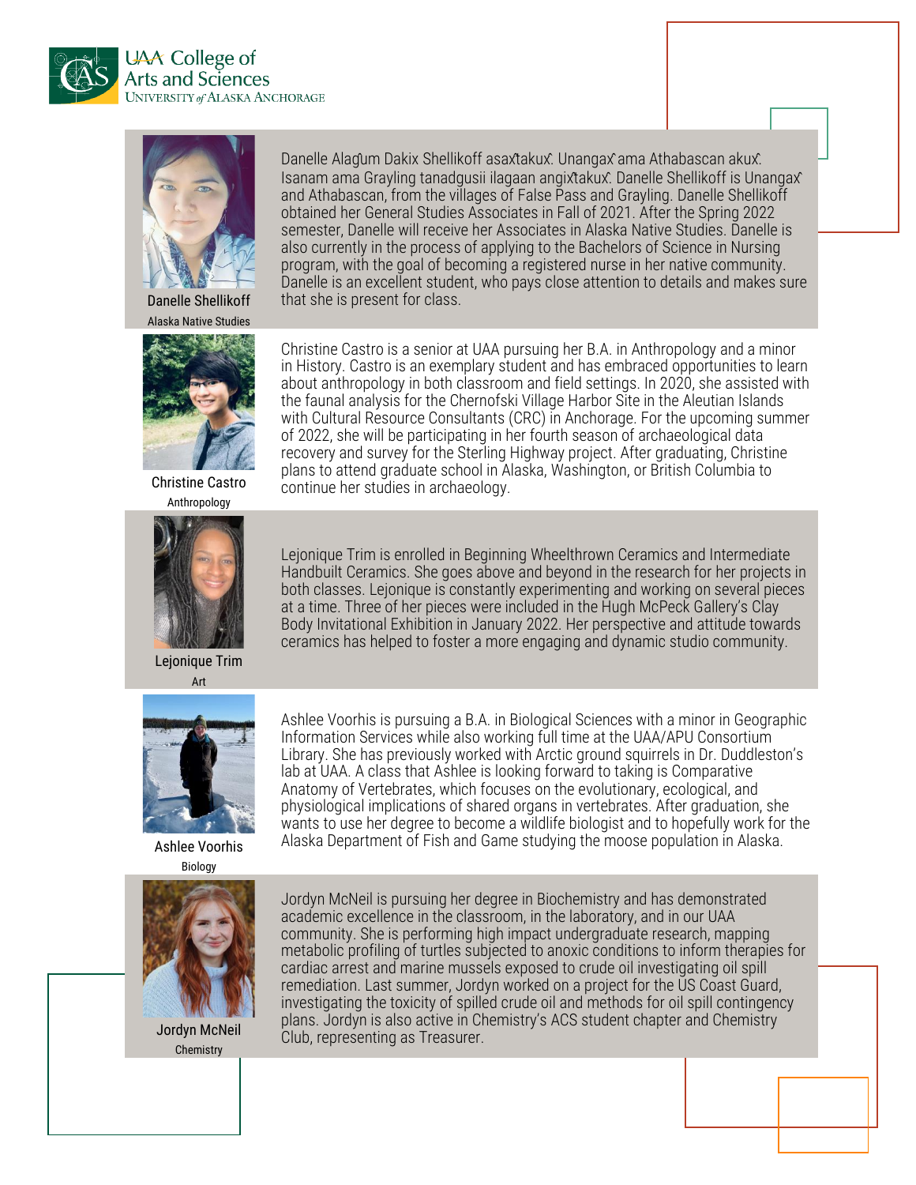**Danelle Shellikoff**
Alaska Native Studies

Danelle Alaĝum Dakix Shellikoff asax̂takux̂. Unangax̂ ama Athabascan akux̂. Isanam ama Grayling tanadgusii ilagaan angix̂takux̂. Danelle Shellikoff is Unangax̂ and Athabascan, from the villages of False Pass and Grayling. Danelle Shellikoff obtained her General Studies Associates in Fall of 2021. After the Spring 2022 semester, Danelle will receive her Associates in Alaska Native Studies. Danelle is also currently in the process of applying to the Bachelors of Science in Nursing program, with the goal of becoming a registered nurse in her native community. Danelle is an excellent student, who pays close attention to details and makes sure that she is present for class.

**Christine Castro**
Anthropology

Christine Castro is a senior at UAA pursuing her B.A. in Anthropology and a minor in History. Castro is an exemplary student and has embraced opportunities to learn about anthropology in both classroom and field settings. In 2020, she assisted with the faunal analysis for the Chernofski Village Harbor Site in the Aleutian Islands with Cultural Resource Consultants (CRC) in Anchorage. For the upcoming summer of 2022, she will be participating in her fourth season of archaeological data recovery and survey for the Sterling Highway project. After graduating, Christine plans to attend graduate school in Alaska, Washington, or British Columbia to continue her studies in archaeology.

**Lejonique Trim**
Art

Lejonique Trim is enrolled in Beginning Wheelthrown Ceramics and Intermediate Handbuilt Ceramics. She goes above and beyond in the research for her projects in both classes. Lejonique is constantly experimenting and working on several pieces at a time. Three of her pieces were included in the Hugh McPeck Gallery's Clay Body Invitational Exhibition in January 2022. Her perspective and attitude towards ceramics has helped to foster a more engaging and dynamic studio community.

**Ashlee Voorhis**
Biology

Ashlee Voorhis is pursuing a B.A. in Biological Sciences with a minor in Geographic Information Services while also working full time at the UAA/APU Consortium Library. She has previously worked with Arctic ground squirrels in Dr. Duddleston's lab at UAA. A class that Ashlee is looking forward to taking is Comparative Anatomy of Vertebrates, which focuses on the evolutionary, ecological, and physiological implications of shared organs in vertebrates. After graduation, she wants to use her degree to become a wildlife biologist and to hopefully work for the Alaska Department of Fish and Game studying the moose population in Alaska.

**Jordyn McNeil**
Chemistry

Jordyn McNeil is pursuing her degree in Biochemistry and has demonstrated academic excellence in the classroom, in the laboratory, and in our UAA community. She is performing high impact undergraduate research, mapping metabolic profiling of turtles subjected to anoxic conditions to inform therapies for cardiac arrest and marine mussels exposed to crude oil investigating oil spill remediation. Last summer, Jordyn worked on a project for the US Coast Guard, investigating the toxicity of spilled crude oil and methods for oil spill contingency plans. Jordyn is also active in Chemistry's ACS student chapter and Chemistry Club, representing as Treasurer.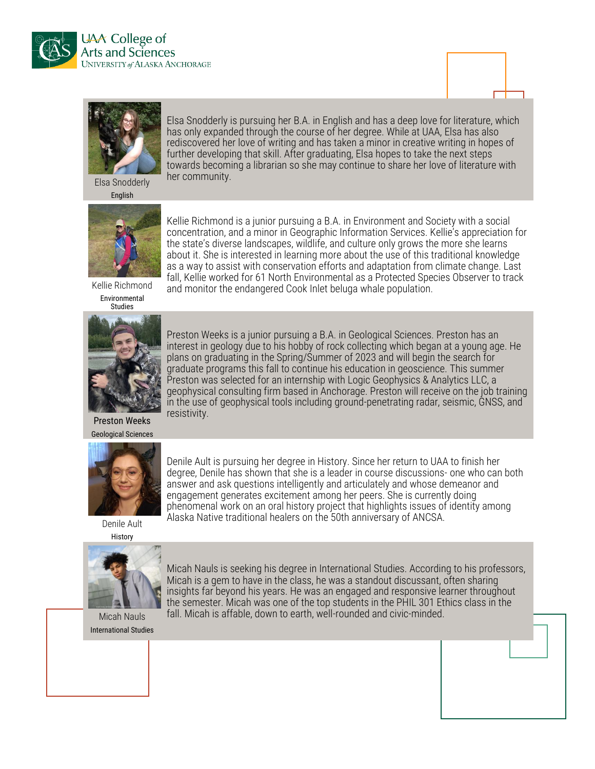**Elsa Snodderly**
English

Elsa Snodderly is pursuing her B.A. in English and has a deep love for literature, which has only expanded through the course of her degree. While at UAA, Elsa has also rediscovered her love of writing and has taken a minor in creative writing in hopes of further developing that skill. After graduating, Elsa hopes to take the next steps towards becoming a librarian so she may continue to share her love of literature with her community.

**Kellie Richmond**
Environmental Studies

Kellie Richmond is a junior pursuing a B.A. in Environment and Society with a social concentration, and a minor in Geographic Information Services. Kellie's appreciation for the state's diverse landscapes, wildlife, and culture only grows the more she learns about it. She is interested in learning more about the use of this traditional knowledge as a way to assist with conservation efforts and adaptation from climate change. Last fall, Kellie worked for 61 North Environmental as a Protected Species Observer to track and monitor the endangered Cook Inlet beluga whale population.

**Preston Weeks**
Geological Sciences

Preston Weeks is a junior pursuing a B.A. in Geological Sciences. Preston has an interest in geology due to his hobby of rock collecting which began at a young age. He plans on graduating in the Spring/Summer of 2023 and will begin the search for graduate programs this fall to continue his education in geoscience. This summer Preston was selected for an internship with Logic Geophysics & Analytics LLC, a geophysical consulting firm based in Anchorage. Preston will receive on the job training in the use of geophysical tools including ground-penetrating radar, seismic, GNSS, and resistivity.

**Denile Ault**
History

Denile Ault is pursuing her degree in History. Since her return to UAA to finish her degree, Denile has shown that she is a leader in course discussions- one who can both answer and ask questions intelligently and articulately and whose demeanor and engagement generates excitement among her peers. She is currently doing phenomenal work on an oral history project that highlights issues of identity among Alaska Native traditional healers on the 50th anniversary of ANCSA.

**Micah Nauls**
International Studies

Micah Nauls is seeking his degree in International Studies. According to his professors, Micah is a gem to have in the class, he was a standout discussant, often sharing insights far beyond his years. He was an engaged and responsive learner throughout the semester. Micah was one of the top students in the PHIL 301 Ethics class in the fall. Micah is affable, down to earth, well-rounded and civic-minded.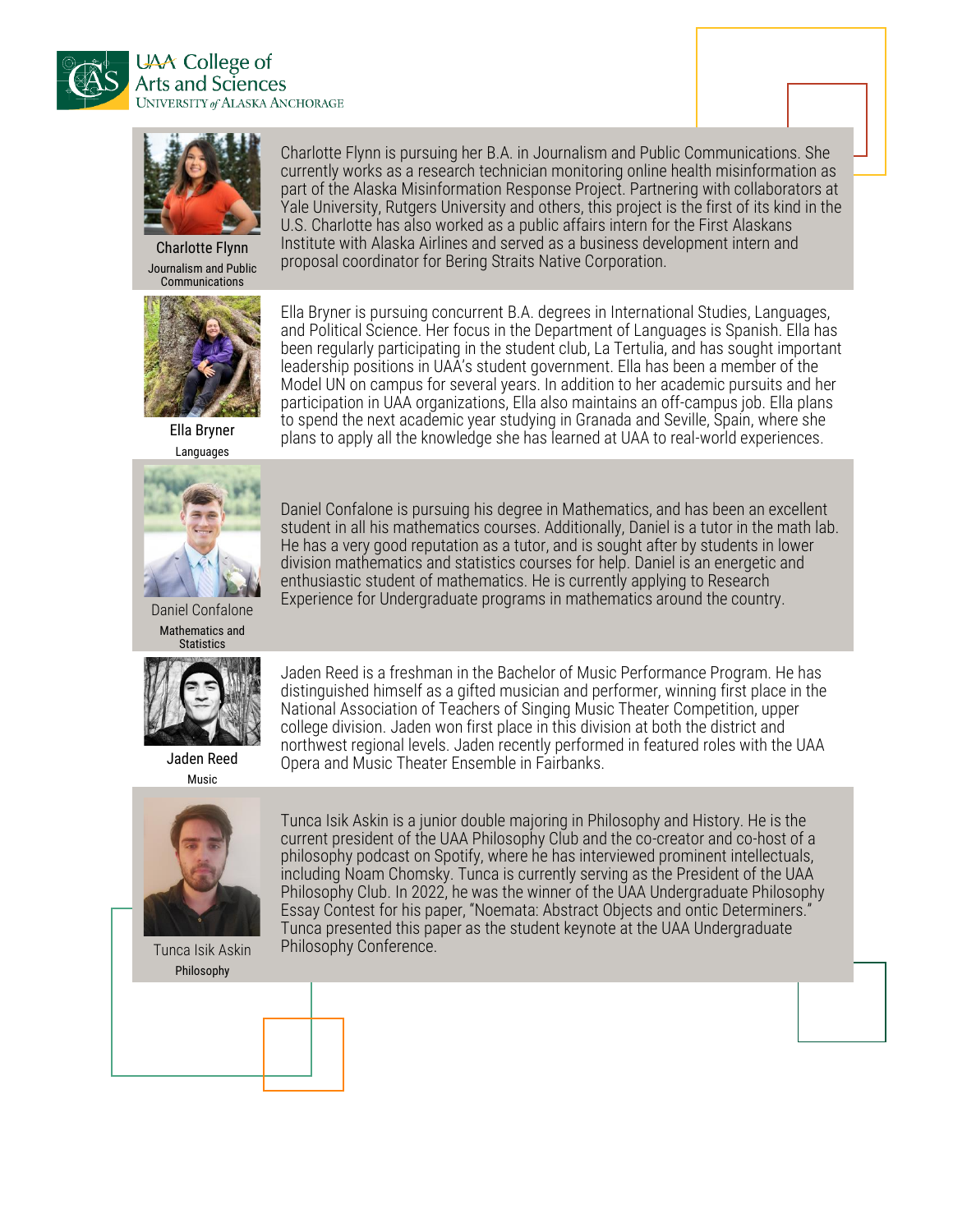UAA College of Arts and Sciences
UNIVERSITY of ALASKA ANCHORAGE

**Charlotte Flynn**
Journalism and Public Communications

Charlotte Flynn is pursuing her B.A. in Journalism and Public Communications. She currently works as a research technician monitoring online health misinformation as part of the Alaska Misinformation Response Project. Partnering with collaborators at Yale University, Rutgers University and others, this project is the first of its kind in the U.S. Charlotte has also worked as a public affairs intern for the First Alaskans Institute with Alaska Airlines and served as a business development intern and proposal coordinator for Bering Straits Native Corporation.

**Ella Bryner**
Languages

Ella Bryner is pursuing concurrent B.A. degrees in International Studies, Languages, and Political Science. Her focus in the Department of Languages is Spanish. Ella has been regularly participating in the student club, La Tertulia, and has sought important leadership positions in UAA's student government. Ella has been a member of the Model UN on campus for several years. In addition to her academic pursuits and her participation in UAA organizations, Ella also maintains an off-campus job. Ella plans to spend the next academic year studying in Granada and Seville, Spain, where she plans to apply all the knowledge she has learned at UAA to real-world experiences.

**Daniel Confalone**
Mathematics and Statistics

Daniel Confalone is pursuing his degree in Mathematics, and has been an excellent student in all his mathematics courses. Additionally, Daniel is a tutor in the math lab. He has a very good reputation as a tutor, and is sought after by students in lower division mathematics and statistics courses for help. Daniel is an energetic and enthusiastic student of mathematics. He is currently applying to Research Experience for Undergraduate programs in mathematics around the country.

**Jaden Reed**
Music

Jaden Reed is a freshman in the Bachelor of Music Performance Program. He has distinguished himself as a gifted musician and performer, winning first place in the National Association of Teachers of Singing Music Theater Competition, upper college division. Jaden won first place in this division at both the district and northwest regional levels. Jaden recently performed in featured roles with the UAA Opera and Music Theater Ensemble in Fairbanks.

**Tunca Isik Askin**
Philosophy

Tunca Isik Askin is a junior double majoring in Philosophy and History. He is the current president of the UAA Philosophy Club and the co-creator and co-host of a philosophy podcast on Spotify, where he has interviewed prominent intellectuals, including Noam Chomsky. Tunca is currently serving as the President of the UAA Philosophy Club. In 2022, he was the winner of the UAA Undergraduate Philosophy Essay Contest for his paper, "Noemata: Abstract Objects and ontic Determiners." Tunca presented this paper as the student keynote at the UAA Undergraduate Philosophy Conference.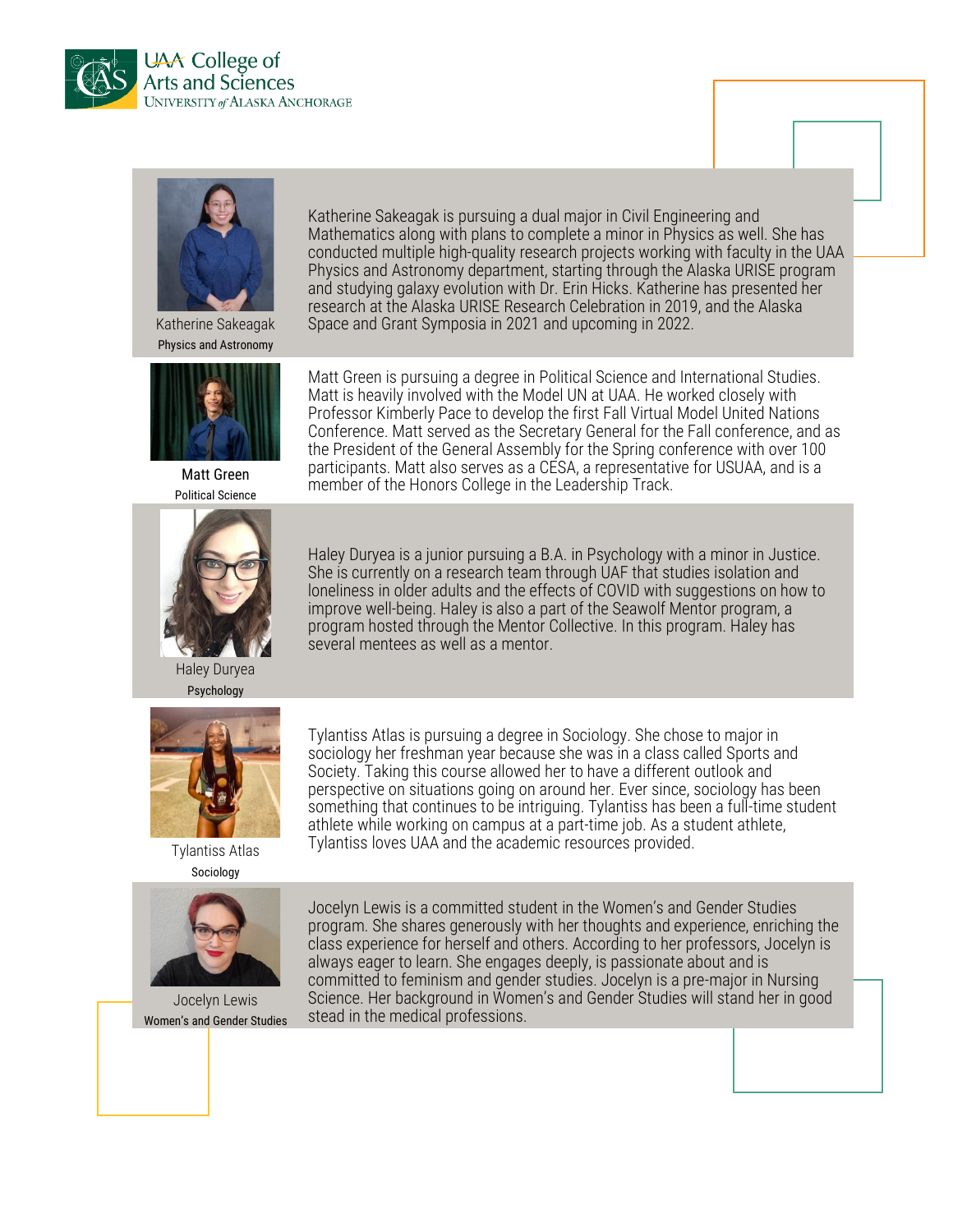UAA College of Arts and Sciences
UNIVERSITY of ALASKA ANCHORAGE

Katherine Sakeagak
Physics and Astronomy

Katherine Sakeagak is pursuing a dual major in Civil Engineering and Mathematics along with plans to complete a minor in Physics as well. She has conducted multiple high-quality research projects working with faculty in the UAA Physics and Astronomy department, starting through the Alaska URISE program and studying galaxy evolution with Dr. Erin Hicks. Katherine has presented her research at the Alaska URISE Research Celebration in 2019, and the Alaska Space and Grant Symposia in 2021 and upcoming in 2022.

Matt Green
Political Science

Matt Green is pursuing a degree in Political Science and International Studies. Matt is heavily involved with the Model UN at UAA. He worked closely with Professor Kimberly Pace to develop the first Fall Virtual Model United Nations Conference. Matt served as the Secretary General for the Fall conference, and as the President of the General Assembly for the Spring conference with over 100 participants. Matt also serves as a CESA, a representative for USUAA, and is a member of the Honors College in the Leadership Track.

Haley Duryea
Psychology

Haley Duryea is a junior pursuing a B.A. in Psychology with a minor in Justice. She is currently on a research team through UAF that studies isolation and loneliness in older adults and the effects of COVID with suggestions on how to improve well-being. Haley is also a part of the Seawolf Mentor program, a program hosted through the Mentor Collective. In this program. Haley has several mentees as well as a mentor.

Tylantiss Atlas
Sociology

Tylantiss Atlas is pursuing a degree in Sociology. She chose to major in sociology her freshman year because she was in a class called Sports and Society. Taking this course allowed her to have a different outlook and perspective on situations going on around her. Ever since, sociology has been something that continues to be intriguing. Tylantiss has been a full-time student athlete while working on campus at a part-time job. As a student athlete, Tylantiss loves UAA and the academic resources provided.

Jocelyn Lewis
Women's and Gender Studies

Jocelyn Lewis is a committed student in the Women's and Gender Studies program. She shares generously with her thoughts and experience, enriching the class experience for herself and others. According to her professors, Jocelyn is always eager to learn. She engages deeply, is passionate about and is committed to feminism and gender studies. Jocelyn is a pre-major in Nursing Science. Her background in Women's and Gender Studies will stand her in good stead in the medical professions.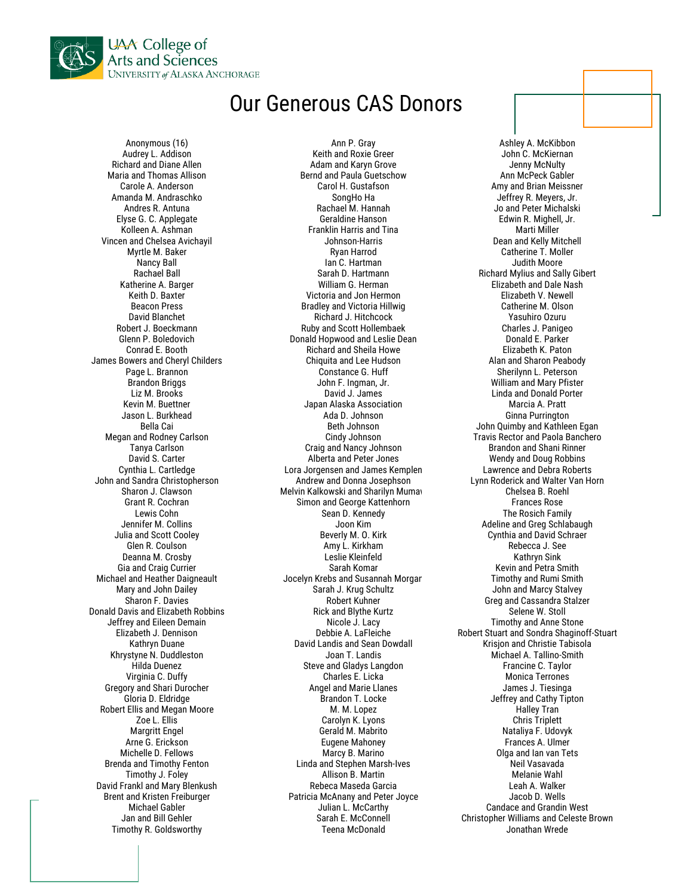UAA College of Arts and Sciences
UNIVERSITY of ALASKA ANCHORAGE

# Our Generous CAS Donors

Anonymous (16)
Audrey L. Addison
Richard and Diane Allen
Maria and Thomas Allison
Carole A. Anderson
Amanda M. Andraschko
Andres R. Antuna
Elyse G. C. Applegate
Kolleen A. Ashman
Vincen and Chelsea Avichayil
Myrtle M. Baker
Nancy Ball
Rachael Ball
Katherine A. Barger
Keith D. Baxter
Beacon Press
David Blanchet
Robert J. Boeckmann
Glenn P. Boledovich
Conrad E. Booth
James Bowers and Cheryl Childers
Page L. Brannon
Brandon Briggs
Liz M. Brooks
Kevin M. Buettner
Jason L. Burkhead
Bella Cai
Megan and Rodney Carlson
Tanya Carlson
David S. Carter
Cynthia L. Cartledge
John and Sandra Christopherson
Sharon J. Clawson
Grant R. Cochran
Lewis Cohn
Jennifer M. Collins
Julia and Scott Cooley
Glen R. Coulson
Deanna M. Crosby
Gia and Craig Currier
Michael and Heather Daigneault
Mary and John Dailey
Sharon F. Davies
Donald Davis and Elizabeth Robbins
Jeffrey and Eileen Demain
Elizabeth J. Dennison
Kathryn Duane
Khrystyne N. Duddleston
Hilda Duenez
Virginia C. Duffy
Gregory and Shari Durocher
Gloria D. Eldridge
Robert Ellis and Megan Moore
Zoe L. Ellis
Margritt Engel
Arne G. Erickson
Michelle D. Fellows
Brenda and Timothy Fenton
Timothy J. Foley
David Frankl and Mary Blenkush
Brent and Kristen Freiburger
Michael Gabler
Jan and Bill Gehler
Timothy R. Goldsworthy

Ann P. Gray
Keith and Roxie Greer
Adam and Karyn Grove
Bernd and Paula Guetschow
Carol H. Gustafson
SongHo Ha
Rachael M. Hannah
Geraldine Hanson
Franklin Harris and Tina Johnson-Harris
Ryan Harrod
Ian C. Hartman
Sarah D. Hartmann
William G. Herman
Victoria and Jon Hermon
Bradley and Victoria Hillwig
Richard J. Hitchcock
Ruby and Scott Hollembaek
Donald Hopwood and Leslie Dean
Richard and Sheila Howe
Chiquita and Lee Hudson
Constance G. Huff
John F. Ingman, Jr.
David J. James
Japan Alaska Association
Ada D. Johnson
Beth Johnson
Cindy Johnson
Craig and Nancy Johnson
Alberta and Peter Jones
Lora Jorgensen and James Kemplen
Andrew and Donna Josephson
Melvin Kalkowski and Sharilyn Mumaw
Simon and George Kattenhorn
Sean D. Kennedy
Joon Kim
Beverly M. O. Kirk
Amy L. Kirkham
Leslie Kleinfeld
Sarah Komar
Jocelyn Krebs and Susannah Morgan
Sarah J. Krug Schultz
Robert Kuhner
Rick and Blythe Kurtz
Nicole J. Lacy
Debbie A. LaFleiche
David Landis and Sean Dowdall
Joan T. Landis
Steve and Gladys Langdon
Charles E. Licka
Angel and Marie Llanes
Brandon T. Locke
M. M. Lopez
Carolyn K. Lyons
Gerald M. Mabrito
Eugene Mahoney
Marcy B. Marino
Linda and Stephen Marsh-Ives
Allison B. Martin
Rebeca Maseda Garcia
Patricia McAnany and Peter Joyce
Julian L. McCarthy
Sarah E. McConnell
Teena McDonald

Ashley A. McKibbon
John C. McKiernan
Jenny McNulty
Ann McPeck Gabler
Amy and Brian Meissner
Jeffrey R. Meyers, Jr.
Jo and Peter Michalski
Edwin R. Mighell, Jr.
Marti Miller
Dean and Kelly Mitchell
Catherine T. Moller
Judith Moore
Richard Mylius and Sally Gibert
Elizabeth and Dale Nash
Elizabeth V. Newell
Catherine M. Olson
Yasuhiro Ozuru
Charles J. Panigeo
Donald E. Parker
Elizabeth K. Paton
Alan and Sharon Peabody
Sherilynn L. Peterson
William and Mary Pfister
Linda and Donald Porter
Marcia A. Pratt
Ginna Purrington
John Quimby and Kathleen Egan
Travis Rector and Paola Banchero
Brandon and Shani Rinner
Wendy and Doug Robbins
Lawrence and Debra Roberts
Lynn Roderick and Walter Van Horn
Chelsea B. Roehl
Frances Rose
The Rosich Family
Adeline and Greg Schlabaugh
Cynthia and David Schraer
Rebecca J. See
Kathryn Sink
Kevin and Petra Smith
Timothy and Rumi Smith
John and Marcy Stalvey
Greg and Cassandra Stalzer
Selene W. Stoll
Timothy and Anne Stone
Robert Stuart and Sondra Shaginoff-Stuart
Krisjon and Christie Tabisola
Michael A. Tallino-Smith
Francine C. Taylor
Monica Terrones
James J. Tiesinga
Jeffrey and Cathy Tipton
Halley Tran
Chris Triplett
Nataliya F. Udovyk
Frances A. Ulmer
Olga and Ian van Tets
Neil Vasavada
Melanie Wahl
Leah A. Walker
Jacob D. Wells
Candace and Grandin West
Christopher Williams and Celeste Brown
Jonathan Wrede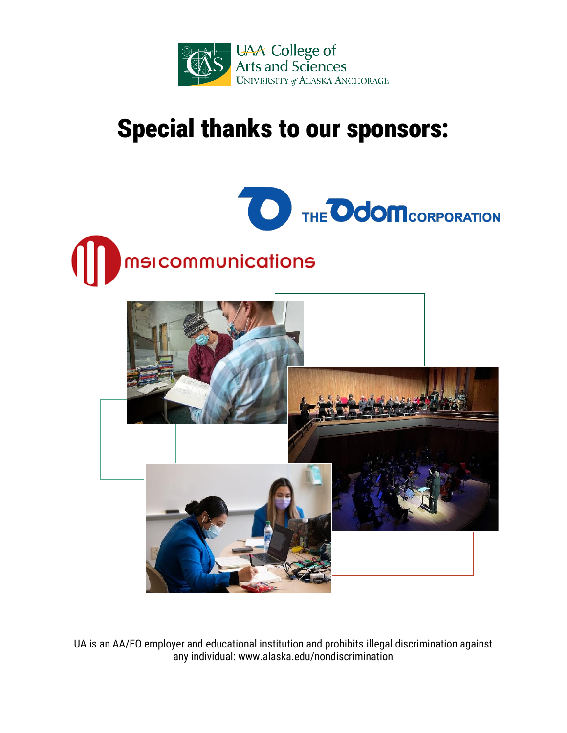UAA College of Arts and Sciences
UNIVERSITY of ALASKA ANCHORAGE

# Special thanks to our sponsors:

THE Odom CORPORATION

msi communications

UA is an AA/EO employer and educational institution and prohibits illegal discrimination against any individual: www.alaska.edu/nondiscrimination